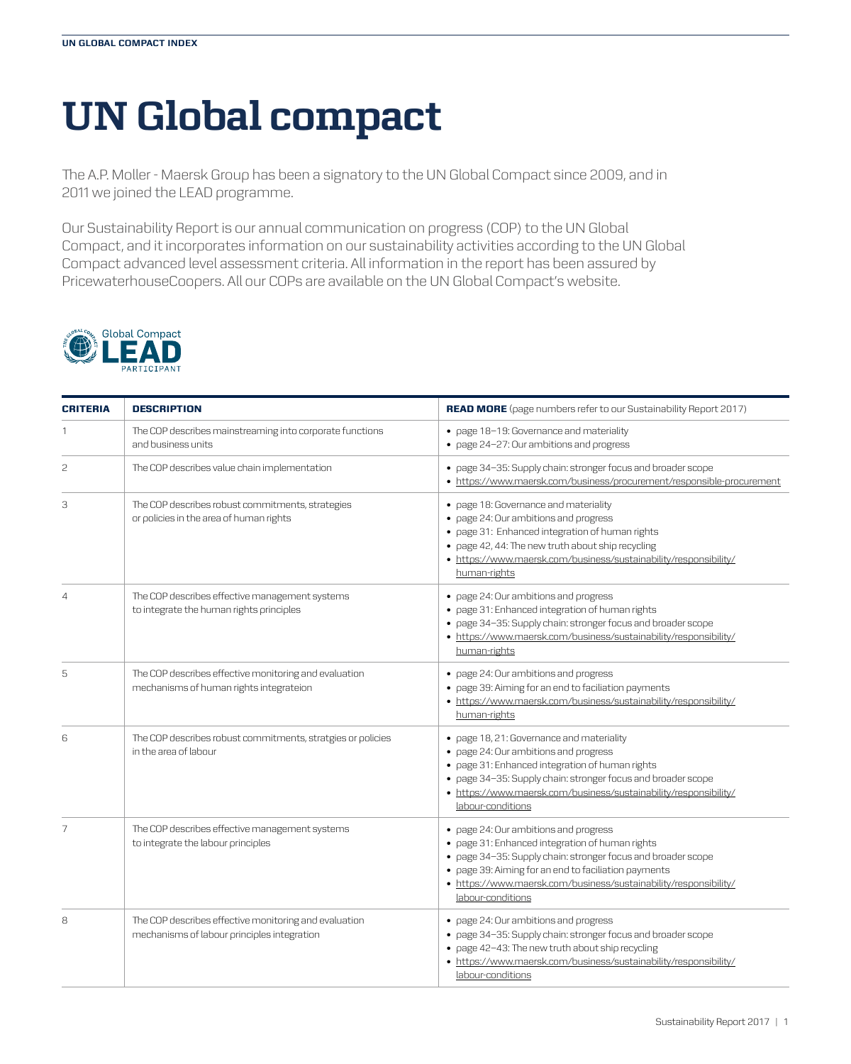# UN Global compact

The A.P. Moller - Maersk Group has been a signatory to the UN Global Compact since 2009, and in 2011 we joined the LEAD programme.

Our Sustainability Report is our annual communication on progress (COP) to the UN Global Compact, and it incorporates information on our sustainability activities according to the UN Global Compact advanced level assessment criteria. All information in the report has been assured by PricewaterhouseCoopers. All our COPs are available on the UN Global Compact's website.

| CRITERIA | DESCRIPTION | READ MORE (page numbers refer to our Sustainability Report 2017) |
|---|---|---|
| 1 | The COP describes mainstreaming into corporate functions and business units | • page 18–19: Governance and materiality<br>• page 24–27: Our ambitions and progress |
| 2 | The COP describes value chain implementation | • page 34–35: Supply chain: stronger focus and broader scope<br>• https://www.maersk.com/business/procurement/responsible-procurement |
| 3 | The COP describes robust commitments, strategies or policies in the area of human rights | • page 18: Governance and materiality<br>• page 24: Our ambitions and progress<br>• page 31: Enhanced integration of human rights<br>• page 42, 44: The new truth about ship recycling<br>• https://www.maersk.com/business/sustainability/responsibility/human-rights |
| 4 | The COP describes effective management systems to integrate the human rights principles | • page 24: Our ambitions and progress<br>• page 31: Enhanced integration of human rights<br>• page 34–35: Supply chain: stronger focus and broader scope<br>• https://www.maersk.com/business/sustainability/responsibility/human-rights |
| 5 | The COP describes effective monitoring and evaluation mechanisms of human rights integrateion | • page 24: Our ambitions and progress<br>• page 39: Aiming for an end to faciliation payments<br>• https://www.maersk.com/business/sustainability/responsibility/human-rights |
| 6 | The COP describes robust commitments, stratgies or policies in the area of labour | • page 18, 21: Governance and materiality<br>• page 24: Our ambitions and progress<br>• page 31: Enhanced integration of human rights<br>• page 34–35: Supply chain: stronger focus and broader scope<br>• https://www.maersk.com/business/sustainability/responsibility/labour-conditions |
| 7 | The COP describes effective management systems to integrate the labour principles | • page 24: Our ambitions and progress<br>• page 31: Enhanced integration of human rights<br>• page 34–35: Supply chain: stronger focus and broader scope<br>• page 39: Aiming for an end to faciliation payments<br>• https://www.maersk.com/business/sustainability/responsibility/labour-conditions |
| 8 | The COP describes effective monitoring and evaluation mechanisms of labour principles integration | • page 24: Our ambitions and progress<br>• page 34–35: Supply chain: stronger focus and broader scope<br>• page 42–43: The new truth about ship recycling<br>• https://www.maersk.com/business/sustainability/responsibility/labour-conditions |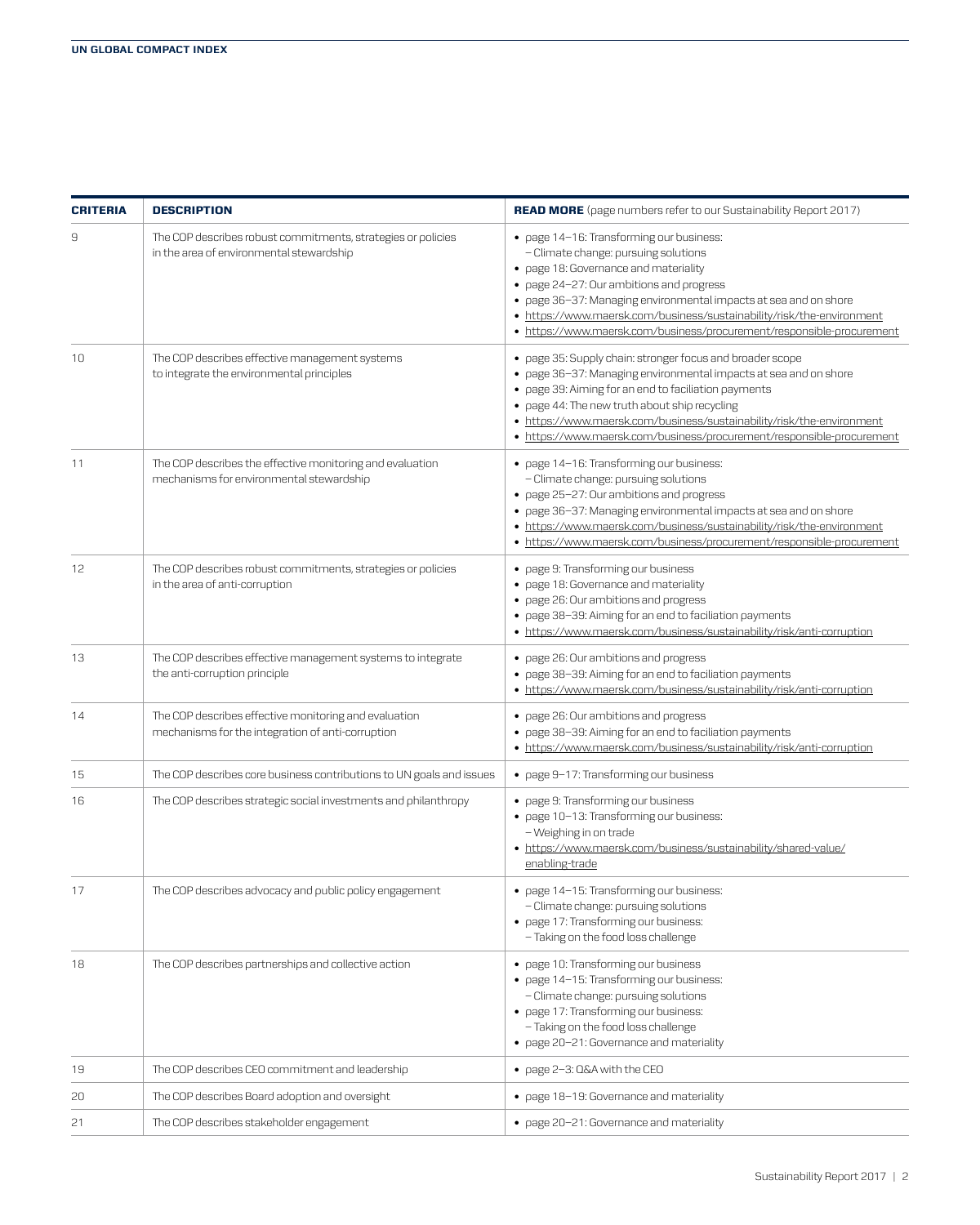**UN GLOBAL COMPACT INDEX**

| CRITERIA | DESCRIPTION | READ MORE (page numbers refer to our Sustainability Report 2017) |
|---|---|---|
| 9 | The COP describes robust commitments, strategies or policies in the area of environmental stewardship | • page 14–16: Transforming our business: – Climate change: pursuing solutions<br>• page 18: Governance and materiality<br>• page 24–27: Our ambitions and progress<br>• page 36–37: Managing environmental impacts at sea and on shore<br>• https://www.maersk.com/business/sustainability/risk/the-environment<br>• https://www.maersk.com/business/procurement/responsible-procurement |
| 10 | The COP describes effective management systems to integrate the environmental principles | • page 35: Supply chain: stronger focus and broader scope<br>• page 36–37: Managing environmental impacts at sea and on shore<br>• page 39: Aiming for an end to faciliation payments<br>• page 44: The new truth about ship recycling<br>• https://www.maersk.com/business/sustainability/risk/the-environment<br>• https://www.maersk.com/business/procurement/responsible-procurement |
| 11 | The COP describes the effective monitoring and evaluation mechanisms for environmental stewardship | • page 14–16: Transforming our business: – Climate change: pursuing solutions<br>• page 25–27: Our ambitions and progress<br>• page 36–37: Managing environmental impacts at sea and on shore<br>• https://www.maersk.com/business/sustainability/risk/the-environment<br>• https://www.maersk.com/business/procurement/responsible-procurement |
| 12 | The COP describes robust commitments, strategies or policies in the area of anti-corruption | • page 9: Transforming our business<br>• page 18: Governance and materiality<br>• page 26: Our ambitions and progress<br>• page 38–39: Aiming for an end to faciliation payments<br>• https://www.maersk.com/business/sustainability/risk/anti-corruption |
| 13 | The COP describes effective management systems to integrate the anti-corruption principle | • page 26: Our ambitions and progress<br>• page 38–39: Aiming for an end to faciliation payments<br>• https://www.maersk.com/business/sustainability/risk/anti-corruption |
| 14 | The COP describes effective monitoring and evaluation mechanisms for the integration of anti-corruption | • page 26: Our ambitions and progress<br>• page 38–39: Aiming for an end to faciliation payments<br>• https://www.maersk.com/business/sustainability/risk/anti-corruption |
| 15 | The COP describes core business contributions to UN goals and issues | • page 9–17: Transforming our business |
| 16 | The COP describes strategic social investments and philanthropy | • page 9: Transforming our business<br>• page 10–13: Transforming our business: – Weighing in on trade<br>• https://www.maersk.com/business/sustainability/shared-value/enabling-trade |
| 17 | The COP describes advocacy and public policy engagement | • page 14–15: Transforming our business: – Climate change: pursuing solutions<br>• page 17: Transforming our business: – Taking on the food loss challenge |
| 18 | The COP describes partnerships and collective action | • page 10: Transforming our business<br>• page 14–15: Transforming our business: – Climate change: pursuing solutions<br>• page 17: Transforming our business: – Taking on the food loss challenge<br>• page 20–21: Governance and materiality |
| 19 | The COP describes CEO commitment and leadership | • page 2–3: Q&A with the CEO |
| 20 | The COP describes Board adoption and oversight | • page 18–19: Governance and materiality |
| 21 | The COP describes stakeholder engagement | • page 20–21: Governance and materiality |